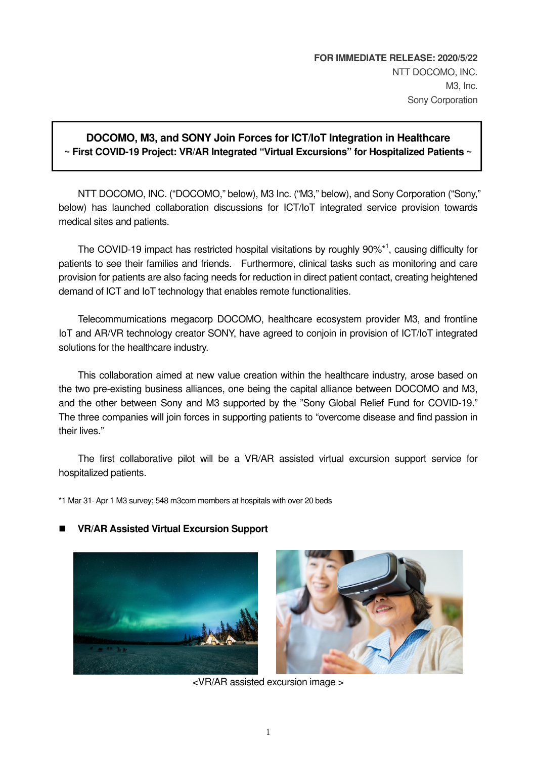**FOR IMMEDIATE RELEASE: 2020/5/22**
NTT DOCOMO, INC.
M3, Inc.
Sony Corporation

# DOCOMO, M3, and SONY Join Forces for ICT/IoT Integration in Healthcare

## ~ First COVID-19 Project: VR/AR Integrated "Virtual Excursions" for Hospitalized Patients ~

NTT DOCOMO, INC. ("DOCOMO," below), M3 Inc. ("M3," below), and Sony Corporation ("Sony," below) has launched collaboration discussions for ICT/IoT integrated service provision towards medical sites and patients.

The COVID-19 impact has restricted hospital visitations by roughly 90%*[1], causing difficulty for patients to see their families and friends. Furthermore, clinical tasks such as monitoring and care provision for patients are also facing needs for reduction in direct patient contact, creating heightened demand of ICT and IoT technology that enables remote functionalities.

Telecommumications megacorp DOCOMO, healthcare ecosystem provider M3, and frontline IoT and AR/VR technology creator SONY, have agreed to conjoin in provision of ICT/IoT integrated solutions for the healthcare industry.

This collaboration aimed at new value creation within the healthcare industry, arose based on the two pre-existing business alliances, one being the capital alliance between DOCOMO and M3, and the other between Sony and M3 supported by the "Sony Global Relief Fund for COVID-19." The three companies will join forces in supporting patients to "overcome disease and find passion in their lives."

The first collaborative pilot will be a VR/AR assisted virtual excursion support service for hospitalized patients.

*1 Mar 31- Apr 1 M3 survey; 548 m3com members at hospitals with over 20 beds

- **VR/AR Assisted Virtual Excursion Support**

<VR/AR assisted excursion image >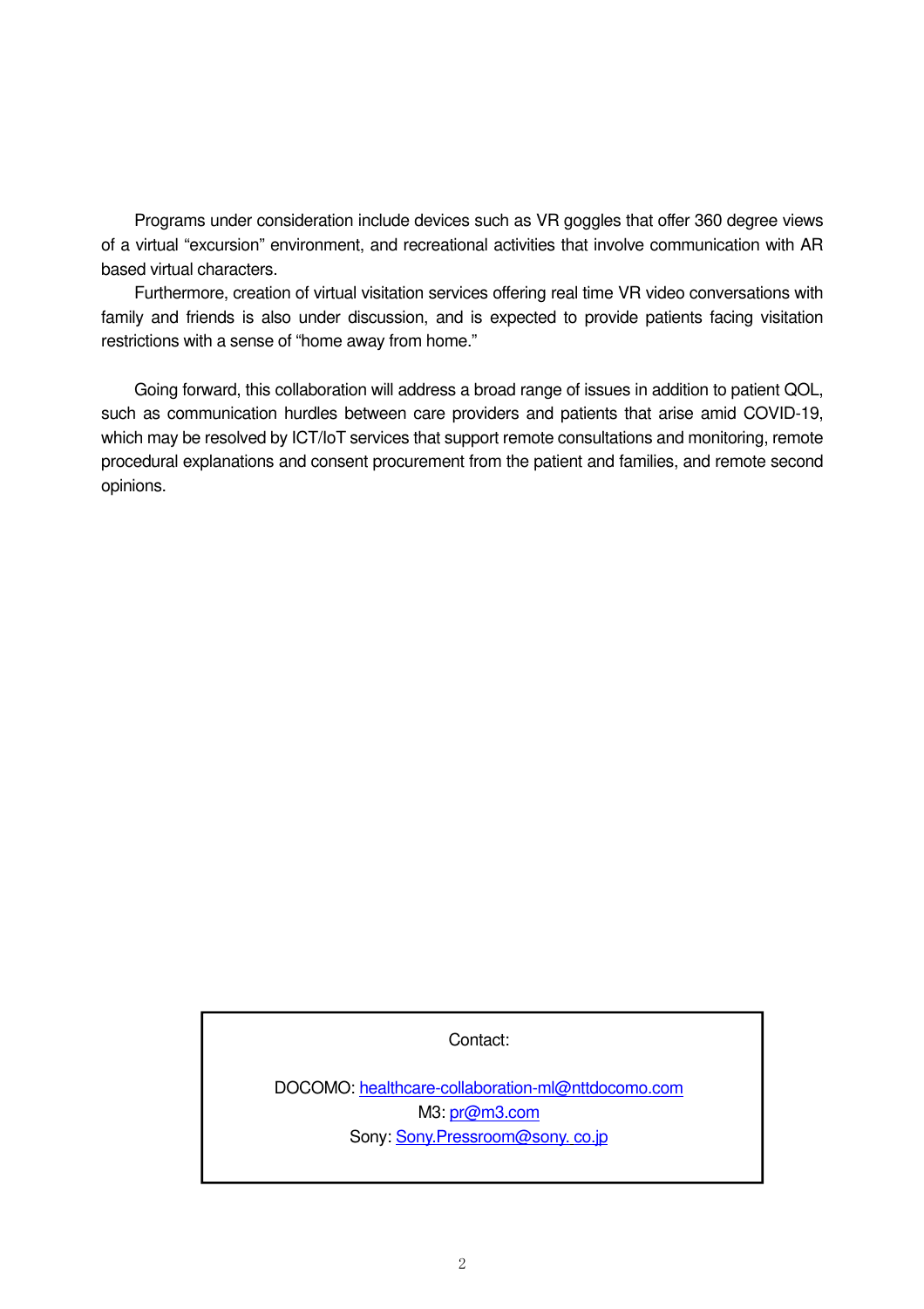Programs under consideration include devices such as VR goggles that offer 360 degree views of a virtual "excursion" environment, and recreational activities that involve communication with AR based virtual characters.

Furthermore, creation of virtual visitation services offering real time VR video conversations with family and friends is also under discussion, and is expected to provide patients facing visitation restrictions with a sense of "home away from home."

Going forward, this collaboration will address a broad range of issues in addition to patient QOL, such as communication hurdles between care providers and patients that arise amid COVID-19, which may be resolved by ICT/IoT services that support remote consultations and monitoring, remote procedural explanations and consent procurement from the patient and families, and remote second opinions.

Contact:

DOCOMO: healthcare-collaboration-ml@nttdocomo.com
M3: pr@m3.com
Sony: Sony.Pressroom@sony. co.jp